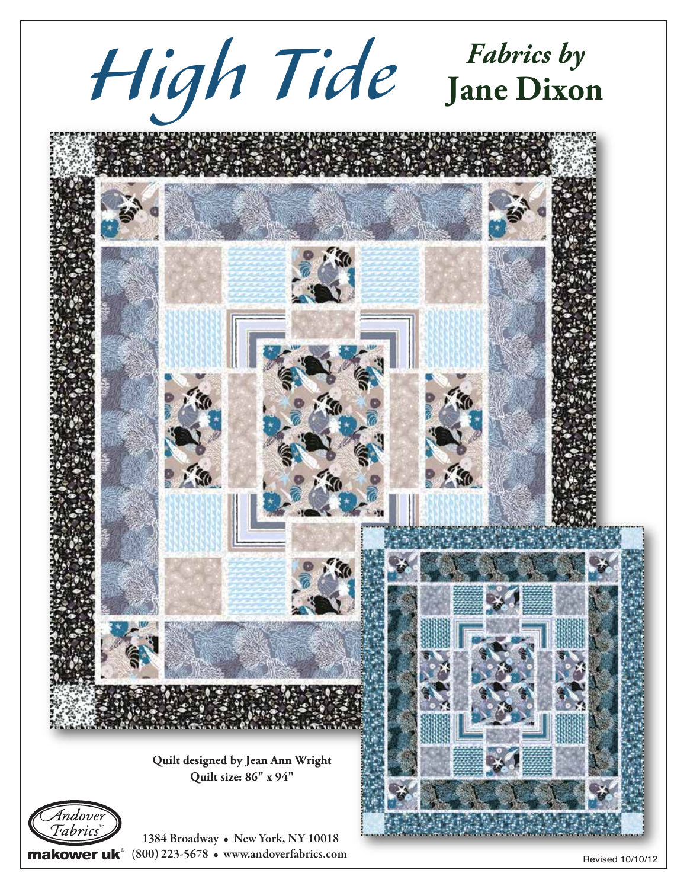# High Tide

## *Fabrics by* Jane Dixon

**Quilt designed by Jean Ann Wright**
**Quilt size: 86" x 94"**

Andover Fabrics™

makower uk®

1384 Broadway • New York, NY 10018
(800) 223-5678 • www.andoverfabrics.com

Revised 10/10/12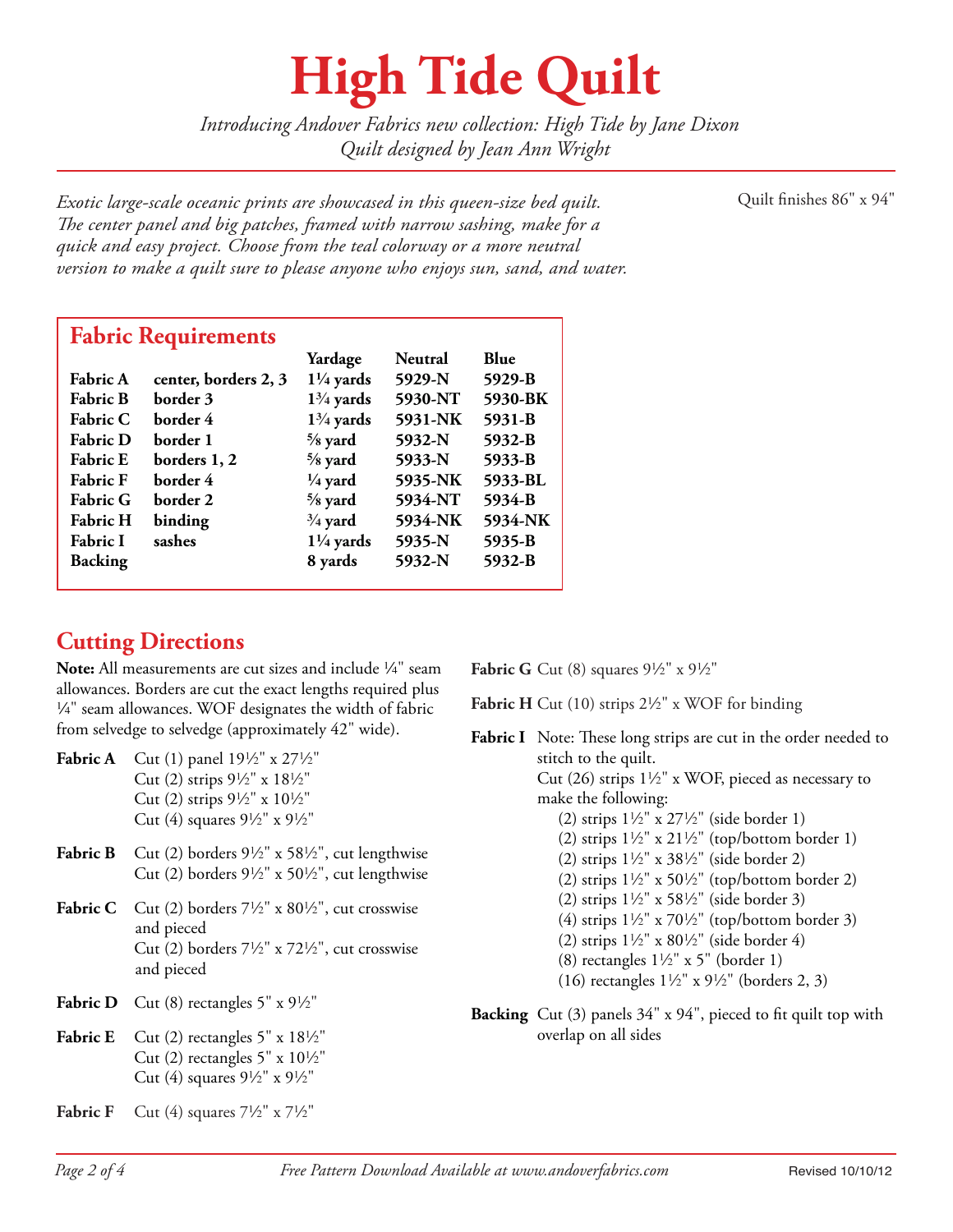# High Tide Quilt

*Introducing Andover Fabrics new collection: High Tide by Jane Dixon*
*Quilt designed by Jean Ann Wright*

*Exotic large-scale oceanic prints are showcased in this queen-size bed quilt. The center panel and big patches, framed with narrow sashing, make for a quick and easy project. Choose from the teal colorway or a more neutral version to make a quilt sure to please anyone who enjoys sun, sand, and water.*

Quilt finishes 86" x 94"

## Fabric Requirements

| | | Yardage | Neutral | Blue |
|---|---|---|---|---|
| **Fabric A** | **center, borders 2, 3** | **1¼ yards** | **5929-N** | **5929-B** |
| **Fabric B** | **border 3** | **1¾ yards** | **5930-NT** | **5930-BK** |
| **Fabric C** | **border 4** | **1¾ yards** | **5931-NK** | **5931-B** |
| **Fabric D** | **border 1** | **⅝ yard** | **5932-N** | **5932-B** |
| **Fabric E** | **borders 1, 2** | **⅝ yard** | **5933-N** | **5933-B** |
| **Fabric F** | **border 4** | **¼ yard** | **5935-NK** | **5933-BL** |
| **Fabric G** | **border 2** | **⅝ yard** | **5934-NT** | **5934-B** |
| **Fabric H** | **binding** | **¾ yard** | **5934-NK** | **5934-NK** |
| **Fabric I** | **sashes** | **1¼ yards** | **5935-N** | **5935-B** |
| **Backing** | | **8 yards** | **5932-N** | **5932-B** |

## Cutting Directions

**Note:** All measurements are cut sizes and include ¼" seam allowances. Borders are cut the exact lengths required plus ¼" seam allowances. WOF designates the width of fabric from selvedge to selvedge (approximately 42" wide).

**Fabric A** Cut (1) panel 19½" x 27½"
Cut (2) strips 9½" x 18½"
Cut (2) strips 9½" x 10½"
Cut (4) squares 9½" x 9½"

**Fabric B** Cut (2) borders 9½" x 58½", cut lengthwise
Cut (2) borders 9½" x 50½", cut lengthwise

**Fabric C** Cut (2) borders 7½" x 80½", cut crosswise and pieced
Cut (2) borders 7½" x 72½", cut crosswise and pieced

**Fabric D** Cut (8) rectangles 5" x 9½"

**Fabric E** Cut (2) rectangles 5" x 18½"
Cut (2) rectangles 5" x 10½"
Cut (4) squares 9½" x 9½"

**Fabric F** Cut (4) squares 7½" x 7½"

**Fabric G** Cut (8) squares 9½" x 9½"

**Fabric H** Cut (10) strips 2½" x WOF for binding

**Fabric I** Note: These long strips are cut in the order needed to stitch to the quilt.
Cut (26) strips 1½" x WOF, pieced as necessary to make the following:
- (2) strips 1½" x 27½" (side border 1)
- (2) strips 1½" x 21½" (top/bottom border 1)
- (2) strips 1½" x 38½" (side border 2)
- (2) strips 1½" x 50½" (top/bottom border 2)
- (2) strips 1½" x 58½" (side border 3)
- (4) strips 1½" x 70½" (top/bottom border 3)
- (2) strips 1½" x 80½" (side border 4)
- (8) rectangles 1½" x 5" (border 1)
- (16) rectangles 1½" x 9½" (borders 2, 3)

**Backing** Cut (3) panels 34" x 94", pieced to fit quilt top with overlap on all sides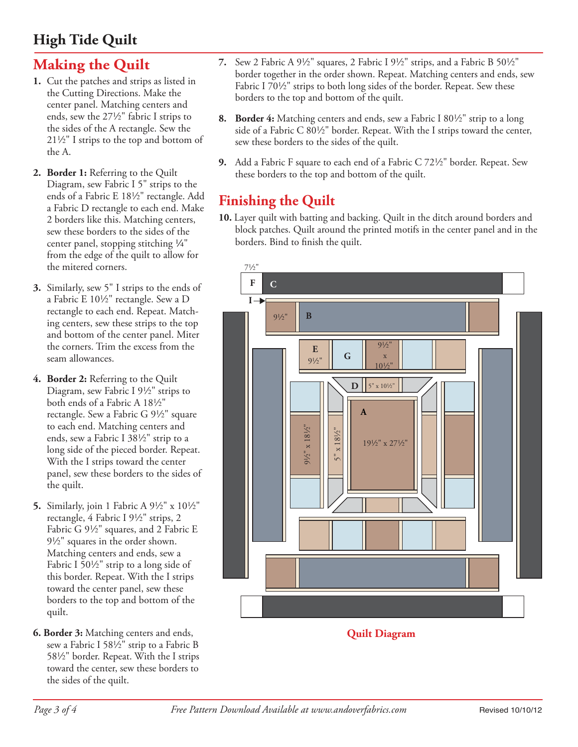# High Tide Quilt

## Making the Quilt

1. Cut the patches and strips as listed in the Cutting Directions. Make the center panel. Matching centers and ends, sew the 27½" fabric I strips to the sides of the A rectangle. Sew the 21½" I strips to the top and bottom of the A.

2. **Border 1:** Referring to the Quilt Diagram, sew Fabric I 5" strips to the ends of a Fabric E 18½" rectangle. Add a Fabric D rectangle to each end. Make 2 borders like this. Matching centers, sew these borders to the sides of the center panel, stopping stitching ¼" from the edge of the quilt to allow for the mitered corners.

3. Similarly, sew 5" I strips to the ends of a Fabric E 10½" rectangle. Sew a D rectangle to each end. Repeat. Matching centers, sew these strips to the top and bottom of the center panel. Miter the corners. Trim the excess from the seam allowances.

4. **Border 2:** Referring to the Quilt Diagram, sew Fabric I 9½" strips to both ends of a Fabric A 18½" rectangle. Sew a Fabric G 9½" square to each end. Matching centers and ends, sew a Fabric I 38½" strip to a long side of the pieced border. Repeat. With the I strips toward the center panel, sew these borders to the sides of the quilt.

5. Similarly, join 1 Fabric A 9½" x 10½" rectangle, 4 Fabric I 9½" strips, 2 Fabric G 9½" squares, and 2 Fabric E 9½" squares in the order shown. Matching centers and ends, sew a Fabric I 50½" strip to a long side of this border. Repeat. With the I strips toward the center panel, sew these borders to the top and bottom of the quilt.

6. **Border 3:** Matching centers and ends, sew a Fabric I 58½" strip to a Fabric B 58½" border. Repeat. With the I strips toward the center, sew these borders to the sides of the quilt.

7. Sew 2 Fabric A 9½" squares, 2 Fabric I 9½" strips, and a Fabric B 50½" border together in the order shown. Repeat. Matching centers and ends, sew Fabric I 70½" strips to both long sides of the border. Repeat. Sew these borders to the top and bottom of the quilt.

8. **Border 4:** Matching centers and ends, sew a Fabric I 80½" strip to a long side of a Fabric C 80½" border. Repeat. With the I strips toward the center, sew these borders to the sides of the quilt.

9. Add a Fabric F square to each end of a Fabric C 72½" border. Repeat. Sew these borders to the top and bottom of the quilt.

## Finishing the Quilt

10. Layer quilt with batting and backing. Quilt in the ditch around borders and block patches. Quilt around the printed motifs in the center panel and in the borders. Bind to finish the quilt.

Quilt Diagram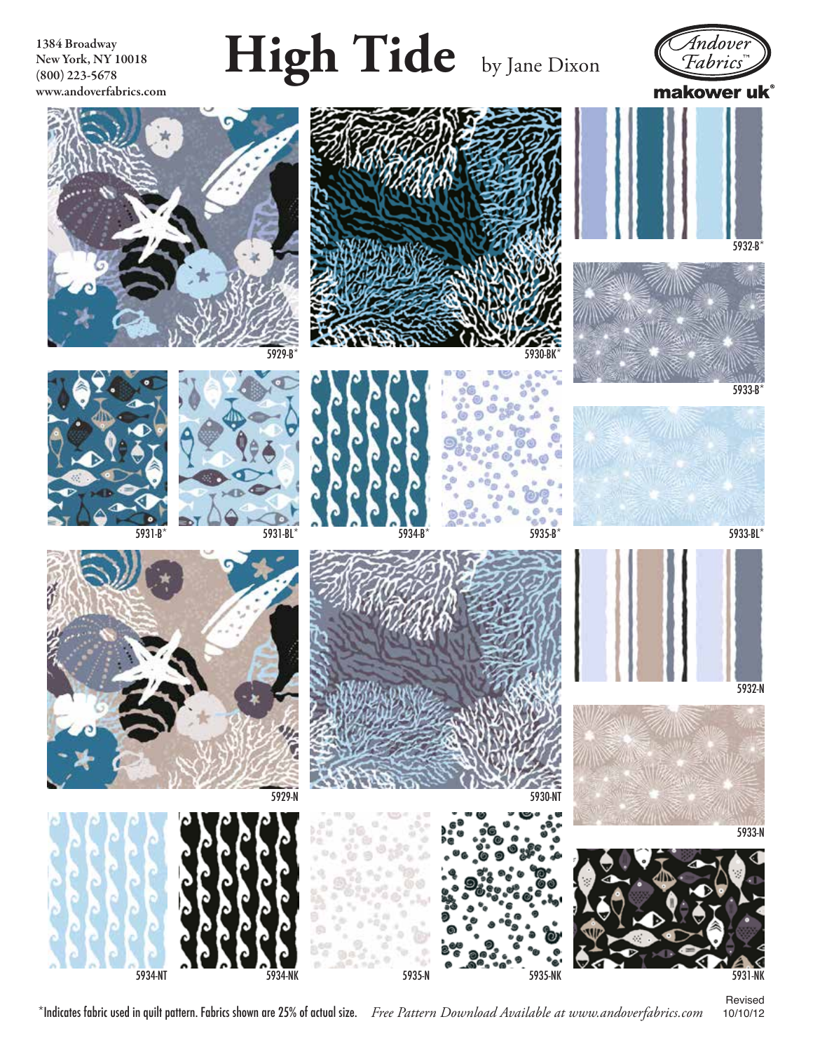1384 Broadway
New York, NY 10018
(800) 223-5678
www.andoverfabrics.com

# High Tide by Jane Dixon

Andover Fabrics™
makower uk®

5929-B*

5930-BK*

5932-B*

5933-B*

5931-B*

5931-BL*

5934-B*

5935-B*

5933-BL*

5929-N

5930-NT

5932-N

5933-N

5934-NT

5934-NK

5935-N

5935-NK

5931-NK

*Indicates fabric used in quilt pattern. Fabrics shown are 25% of actual size. *Free Pattern Download Available at www.andoverfabrics.com*

Revised
10/10/12